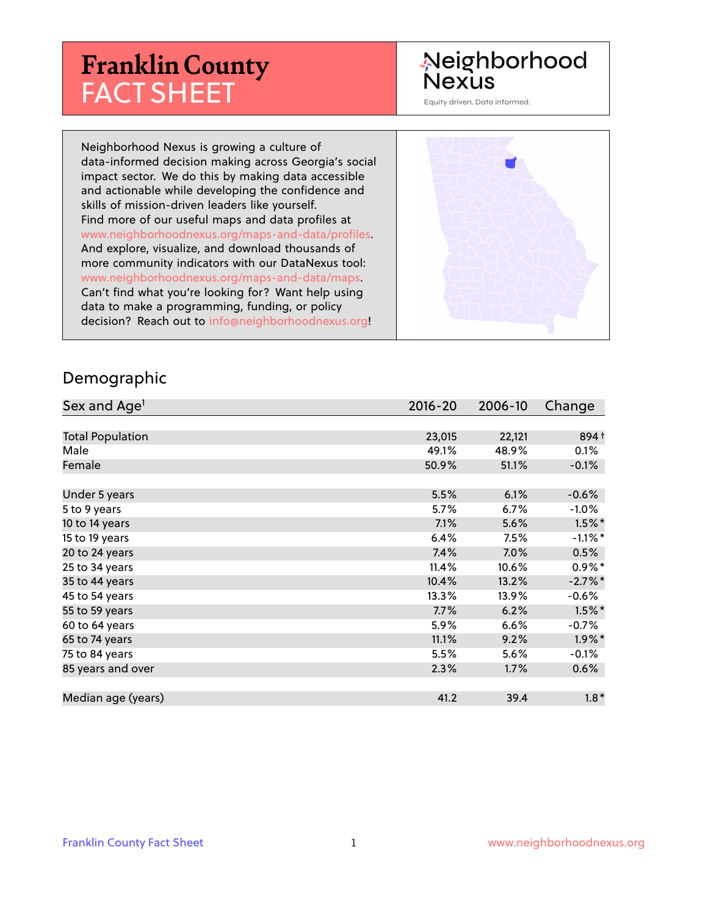# Franklin County FACT SHEET

Neighborhood Nexus

Equity driven. Data informed.

Neighborhood Nexus is growing a culture of data-informed decision making across Georgia's social impact sector. We do this by making data accessible and actionable while developing the confidence and skills of mission-driven leaders like yourself. Find more of our useful maps and data profiles at www.neighborhoodnexus.org/maps-and-data/profiles. And explore, visualize, and download thousands of more community indicators with our DataNexus tool: www.neighborhoodnexus.org/maps-and-data/maps. Can't find what you're looking for? Want help using data to make a programming, funding, or policy decision? Reach out to info@neighborhoodnexus.org!

## Demographic

| Sex and Age[1] | 2016-20 | 2006-10 | Change |
|---|---|---|---|
| Total Population | 23,015 | 22,121 | 894 † |
| Male | 49.1% | 48.9% | 0.1% |
| Female | 50.9% | 51.1% | -0.1% |
| | | | |
| Under 5 years | 5.5% | 6.1% | -0.6% |
| 5 to 9 years | 5.7% | 6.7% | -1.0% |
| 10 to 14 years | 7.1% | 5.6% | 1.5% * |
| 15 to 19 years | 6.4% | 7.5% | -1.1% * |
| 20 to 24 years | 7.4% | 7.0% | 0.5% |
| 25 to 34 years | 11.4% | 10.6% | 0.9% * |
| 35 to 44 years | 10.4% | 13.2% | -2.7% * |
| 45 to 54 years | 13.3% | 13.9% | -0.6% |
| 55 to 59 years | 7.7% | 6.2% | 1.5% * |
| 60 to 64 years | 5.9% | 6.6% | -0.7% |
| 65 to 74 years | 11.1% | 9.2% | 1.9% * |
| 75 to 84 years | 5.5% | 5.6% | -0.1% |
| 85 years and over | 2.3% | 1.7% | 0.6% |
| | | | |
| Median age (years) | 41.2 | 39.4 | 1.8 * |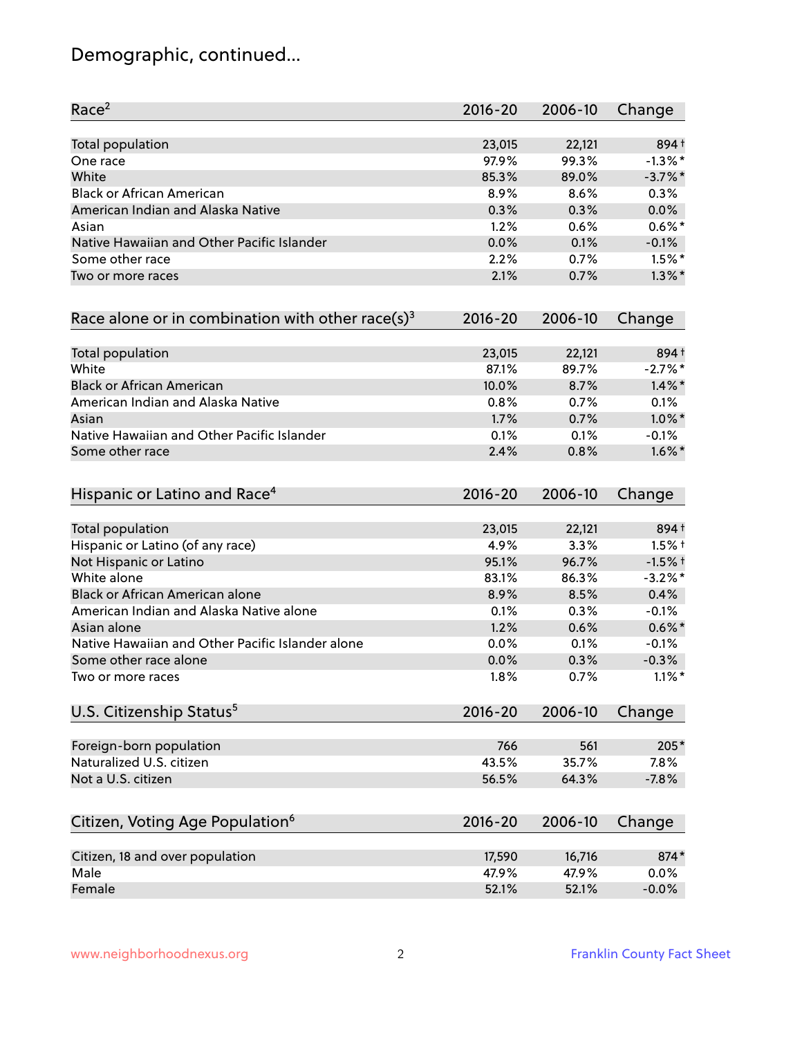# Demographic, continued...

| Race[2] | 2016-20 | 2006-10 | Change |
|---|---|---|---|
| Total population | 23,015 | 22,121 | 894† |
| One race | 97.9% | 99.3% | -1.3%* |
| White | 85.3% | 89.0% | -3.7%* |
| Black or African American | 8.9% | 8.6% | 0.3% |
| American Indian and Alaska Native | 0.3% | 0.3% | 0.0% |
| Asian | 1.2% | 0.6% | 0.6%* |
| Native Hawaiian and Other Pacific Islander | 0.0% | 0.1% | -0.1% |
| Some other race | 2.2% | 0.7% | 1.5%* |
| Two or more races | 2.1% | 0.7% | 1.3%* |

| Race alone or in combination with other race(s)[3] | 2016-20 | 2006-10 | Change |
|---|---|---|---|
| Total population | 23,015 | 22,121 | 894† |
| White | 87.1% | 89.7% | -2.7%* |
| Black or African American | 10.0% | 8.7% | 1.4%* |
| American Indian and Alaska Native | 0.8% | 0.7% | 0.1% |
| Asian | 1.7% | 0.7% | 1.0%* |
| Native Hawaiian and Other Pacific Islander | 0.1% | 0.1% | -0.1% |
| Some other race | 2.4% | 0.8% | 1.6%* |

| Hispanic or Latino and Race[4] | 2016-20 | 2006-10 | Change |
|---|---|---|---|
| Total population | 23,015 | 22,121 | 894† |
| Hispanic or Latino (of any race) | 4.9% | 3.3% | 1.5%† |
| Not Hispanic or Latino | 95.1% | 96.7% | -1.5%† |
| White alone | 83.1% | 86.3% | -3.2%* |
| Black or African American alone | 8.9% | 8.5% | 0.4% |
| American Indian and Alaska Native alone | 0.1% | 0.3% | -0.1% |
| Asian alone | 1.2% | 0.6% | 0.6%* |
| Native Hawaiian and Other Pacific Islander alone | 0.0% | 0.1% | -0.1% |
| Some other race alone | 0.0% | 0.3% | -0.3% |
| Two or more races | 1.8% | 0.7% | 1.1%* |

| U.S. Citizenship Status[5] | 2016-20 | 2006-10 | Change |
|---|---|---|---|
| Foreign-born population | 766 | 561 | 205* |
| Naturalized U.S. citizen | 43.5% | 35.7% | 7.8% |
| Not a U.S. citizen | 56.5% | 64.3% | -7.8% |

| Citizen, Voting Age Population[6] | 2016-20 | 2006-10 | Change |
|---|---|---|---|
| Citizen, 18 and over population | 17,590 | 16,716 | 874* |
| Male | 47.9% | 47.9% | 0.0% |
| Female | 52.1% | 52.1% | -0.0% |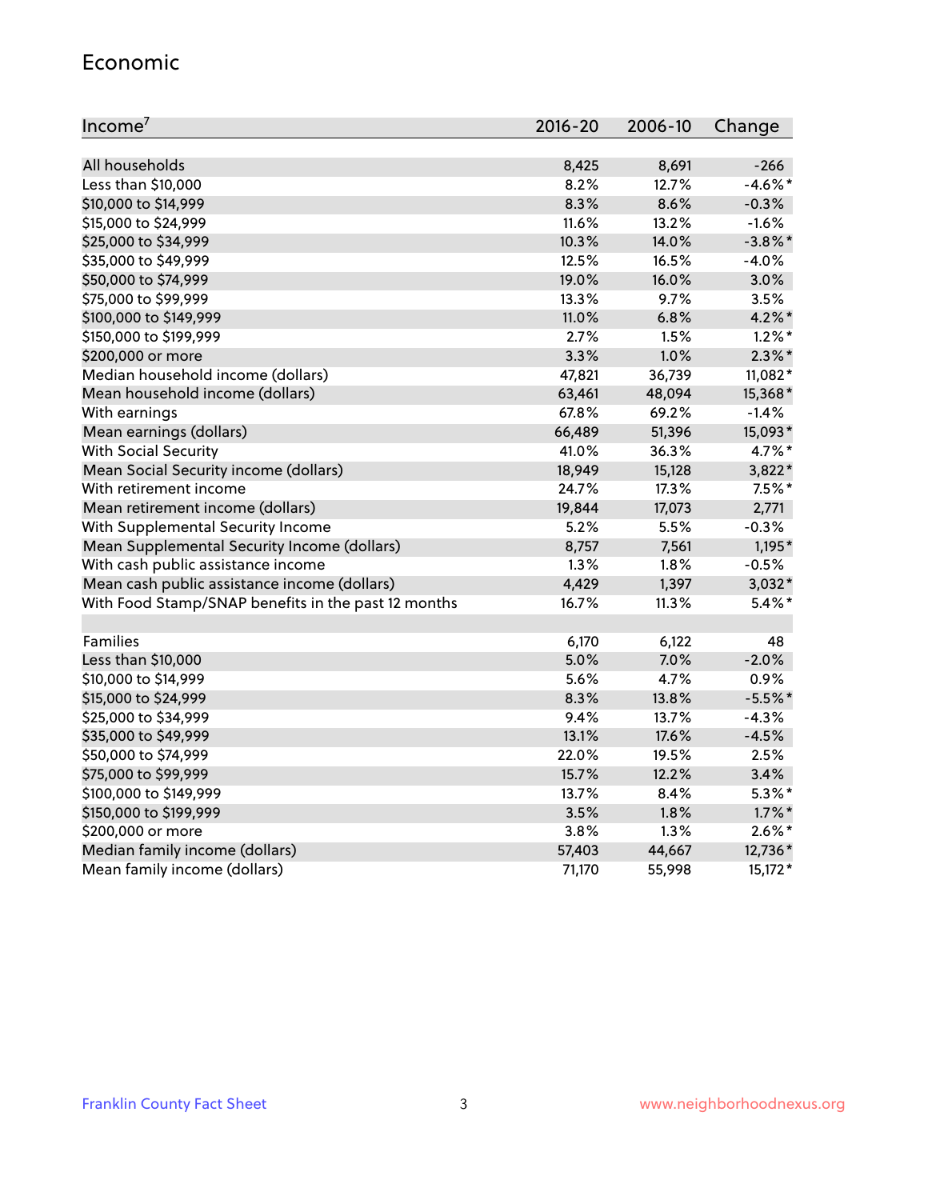## Economic

| Income[7] | 2016-20 | 2006-10 | Change |
|---|---|---|---|
| All households | 8,425 | 8,691 | -266 |
| Less than $10,000 | 8.2% | 12.7% | -4.6%* |
| $10,000 to $14,999 | 8.3% | 8.6% | -0.3% |
| $15,000 to $24,999 | 11.6% | 13.2% | -1.6% |
| $25,000 to $34,999 | 10.3% | 14.0% | -3.8%* |
| $35,000 to $49,999 | 12.5% | 16.5% | -4.0% |
| $50,000 to $74,999 | 19.0% | 16.0% | 3.0% |
| $75,000 to $99,999 | 13.3% | 9.7% | 3.5% |
| $100,000 to $149,999 | 11.0% | 6.8% | 4.2%* |
| $150,000 to $199,999 | 2.7% | 1.5% | 1.2%* |
| $200,000 or more | 3.3% | 1.0% | 2.3%* |
| Median household income (dollars) | 47,821 | 36,739 | 11,082* |
| Mean household income (dollars) | 63,461 | 48,094 | 15,368* |
| With earnings | 67.8% | 69.2% | -1.4% |
| Mean earnings (dollars) | 66,489 | 51,396 | 15,093* |
| With Social Security | 41.0% | 36.3% | 4.7%* |
| Mean Social Security income (dollars) | 18,949 | 15,128 | 3,822* |
| With retirement income | 24.7% | 17.3% | 7.5%* |
| Mean retirement income (dollars) | 19,844 | 17,073 | 2,771 |
| With Supplemental Security Income | 5.2% | 5.5% | -0.3% |
| Mean Supplemental Security Income (dollars) | 8,757 | 7,561 | 1,195* |
| With cash public assistance income | 1.3% | 1.8% | -0.5% |
| Mean cash public assistance income (dollars) | 4,429 | 1,397 | 3,032* |
| With Food Stamp/SNAP benefits in the past 12 months | 16.7% | 11.3% | 5.4%* |
| | | | |
| Families | 6,170 | 6,122 | 48 |
| Less than $10,000 | 5.0% | 7.0% | -2.0% |
| $10,000 to $14,999 | 5.6% | 4.7% | 0.9% |
| $15,000 to $24,999 | 8.3% | 13.8% | -5.5%* |
| $25,000 to $34,999 | 9.4% | 13.7% | -4.3% |
| $35,000 to $49,999 | 13.1% | 17.6% | -4.5% |
| $50,000 to $74,999 | 22.0% | 19.5% | 2.5% |
| $75,000 to $99,999 | 15.7% | 12.2% | 3.4% |
| $100,000 to $149,999 | 13.7% | 8.4% | 5.3%* |
| $150,000 to $199,999 | 3.5% | 1.8% | 1.7%* |
| $200,000 or more | 3.8% | 1.3% | 2.6%* |
| Median family income (dollars) | 57,403 | 44,667 | 12,736* |
| Mean family income (dollars) | 71,170 | 55,998 | 15,172* |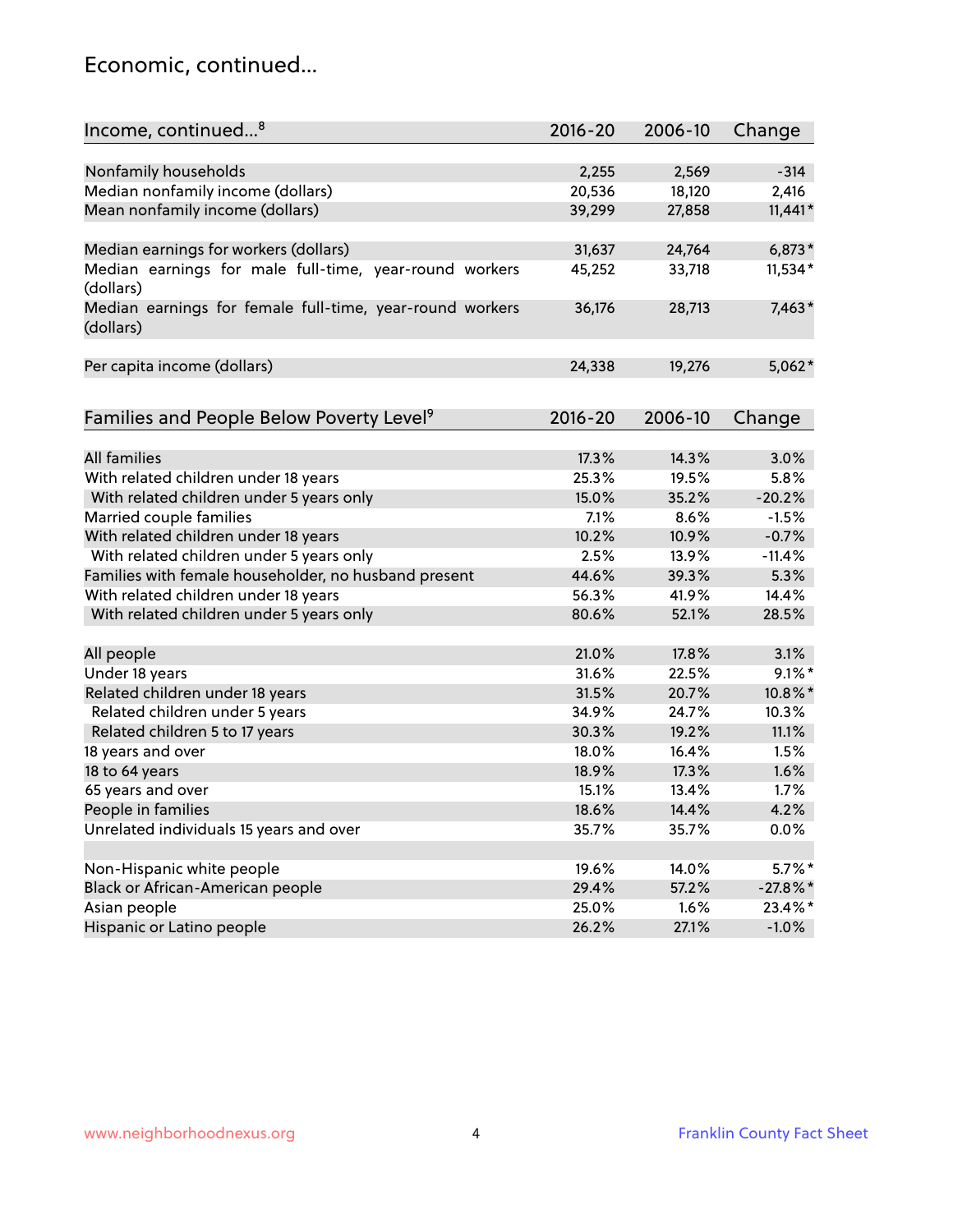## Economic, continued...

| Income, continued...[8] | 2016-20 | 2006-10 | Change |
|---|---|---|---|
| Nonfamily households | 2,255 | 2,569 | -314 |
| Median nonfamily income (dollars) | 20,536 | 18,120 | 2,416 |
| Mean nonfamily income (dollars) | 39,299 | 27,858 | 11,441* |
| Median earnings for workers (dollars) | 31,637 | 24,764 | 6,873* |
| Median earnings for male full-time, year-round workers (dollars) | 45,252 | 33,718 | 11,534* |
| Median earnings for female full-time, year-round workers (dollars) | 36,176 | 28,713 | 7,463* |
| Per capita income (dollars) | 24,338 | 19,276 | 5,062* |

| Families and People Below Poverty Level[9] | 2016-20 | 2006-10 | Change |
|---|---|---|---|
| All families | 17.3% | 14.3% | 3.0% |
| With related children under 18 years | 25.3% | 19.5% | 5.8% |
| With related children under 5 years only | 15.0% | 35.2% | -20.2% |
| Married couple families | 7.1% | 8.6% | -1.5% |
| With related children under 18 years | 10.2% | 10.9% | -0.7% |
| With related children under 5 years only | 2.5% | 13.9% | -11.4% |
| Families with female householder, no husband present | 44.6% | 39.3% | 5.3% |
| With related children under 18 years | 56.3% | 41.9% | 14.4% |
| With related children under 5 years only | 80.6% | 52.1% | 28.5% |
| All people | 21.0% | 17.8% | 3.1% |
| Under 18 years | 31.6% | 22.5% | 9.1%* |
| Related children under 18 years | 31.5% | 20.7% | 10.8%* |
| Related children under 5 years | 34.9% | 24.7% | 10.3% |
| Related children 5 to 17 years | 30.3% | 19.2% | 11.1% |
| 18 years and over | 18.0% | 16.4% | 1.5% |
| 18 to 64 years | 18.9% | 17.3% | 1.6% |
| 65 years and over | 15.1% | 13.4% | 1.7% |
| People in families | 18.6% | 14.4% | 4.2% |
| Unrelated individuals 15 years and over | 35.7% | 35.7% | 0.0% |
| Non-Hispanic white people | 19.6% | 14.0% | 5.7%* |
| Black or African-American people | 29.4% | 57.2% | -27.8%* |
| Asian people | 25.0% | 1.6% | 23.4%* |
| Hispanic or Latino people | 26.2% | 27.1% | -1.0% |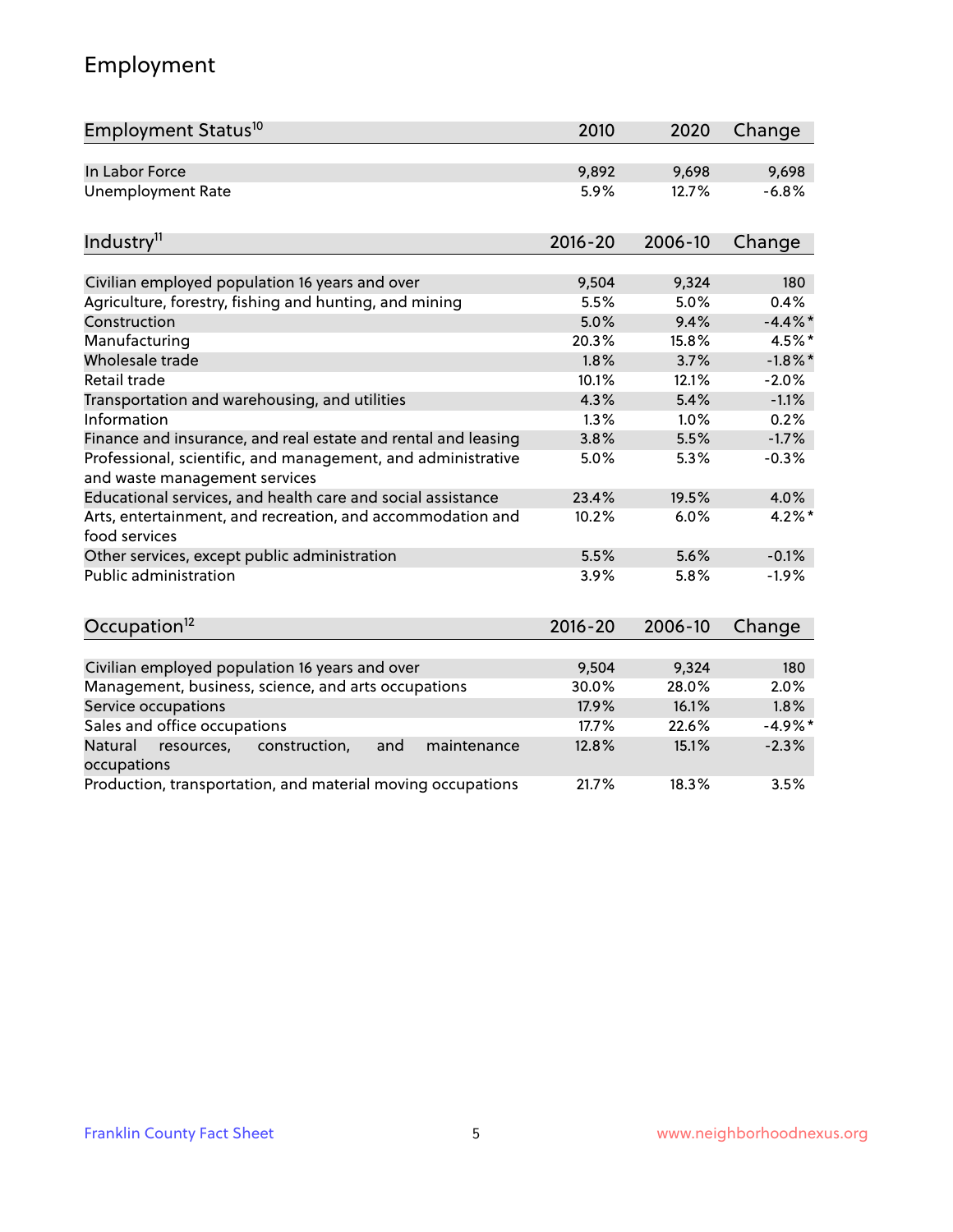# Employment

| Employment Status[10] | 2010 | 2020 | Change |
|---|---|---|---|
| In Labor Force | 9,892 | 9,698 | 9,698 |
| Unemployment Rate | 5.9% | 12.7% | -6.8% |

| Industry[11] | 2016-20 | 2006-10 | Change |
|---|---|---|---|
| Civilian employed population 16 years and over | 9,504 | 9,324 | 180 |
| Agriculture, forestry, fishing and hunting, and mining | 5.5% | 5.0% | 0.4% |
| Construction | 5.0% | 9.4% | -4.4%* |
| Manufacturing | 20.3% | 15.8% | 4.5%* |
| Wholesale trade | 1.8% | 3.7% | -1.8%* |
| Retail trade | 10.1% | 12.1% | -2.0% |
| Transportation and warehousing, and utilities | 4.3% | 5.4% | -1.1% |
| Information | 1.3% | 1.0% | 0.2% |
| Finance and insurance, and real estate and rental and leasing | 3.8% | 5.5% | -1.7% |
| Professional, scientific, and management, and administrative and waste management services | 5.0% | 5.3% | -0.3% |
| Educational services, and health care and social assistance | 23.4% | 19.5% | 4.0% |
| Arts, entertainment, and recreation, and accommodation and food services | 10.2% | 6.0% | 4.2%* |
| Other services, except public administration | 5.5% | 5.6% | -0.1% |
| Public administration | 3.9% | 5.8% | -1.9% |

| Occupation[12] | 2016-20 | 2006-10 | Change |
|---|---|---|---|
| Civilian employed population 16 years and over | 9,504 | 9,324 | 180 |
| Management, business, science, and arts occupations | 30.0% | 28.0% | 2.0% |
| Service occupations | 17.9% | 16.1% | 1.8% |
| Sales and office occupations | 17.7% | 22.6% | -4.9%* |
| Natural resources, construction, and maintenance occupations | 12.8% | 15.1% | -2.3% |
| Production, transportation, and material moving occupations | 21.7% | 18.3% | 3.5% |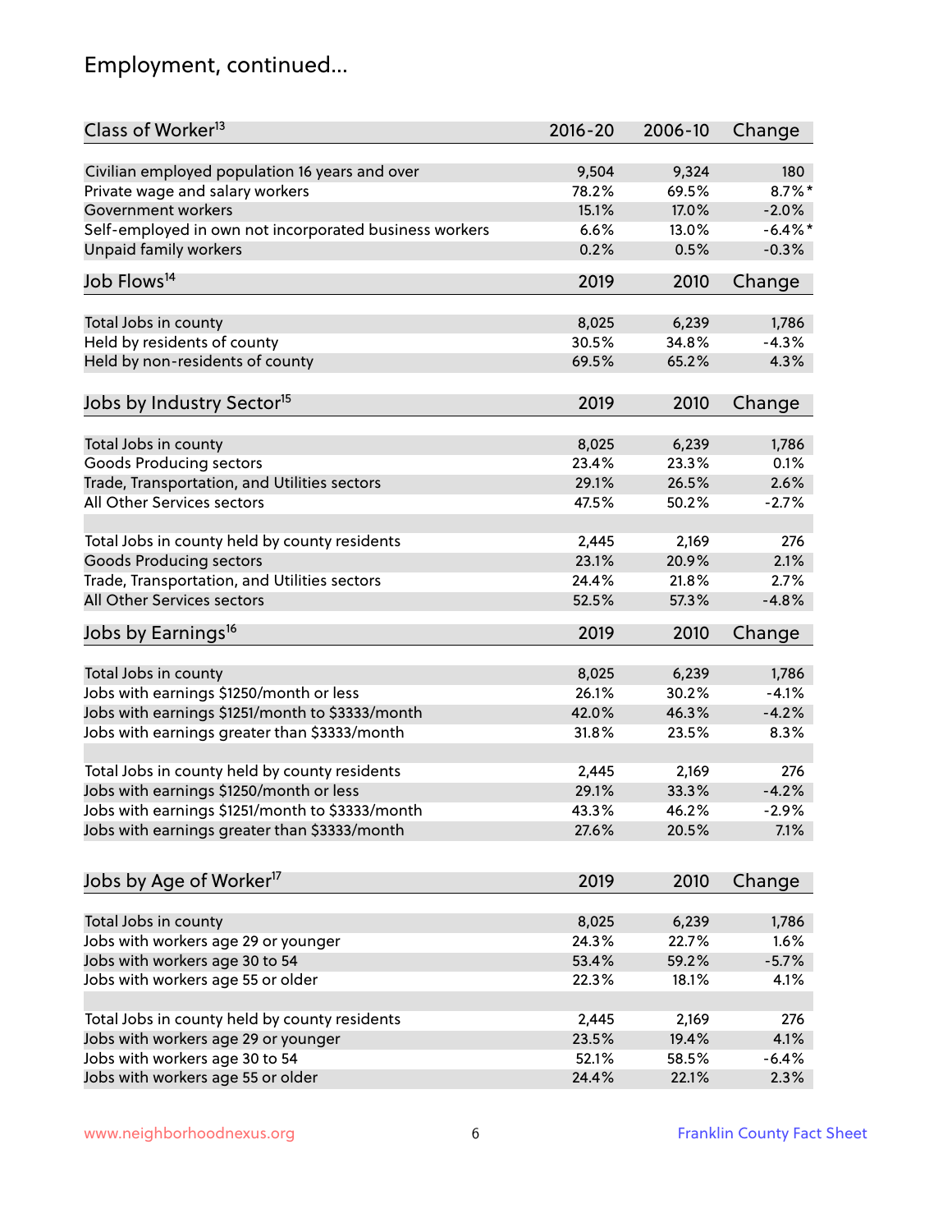# Employment, continued...

| Class of Worker[13] | 2016-20 | 2006-10 | Change |
|---|---|---|---|
| Civilian employed population 16 years and over | 9,504 | 9,324 | 180 |
| Private wage and salary workers | 78.2% | 69.5% | 8.7%* |
| Government workers | 15.1% | 17.0% | -2.0% |
| Self-employed in own not incorporated business workers | 6.6% | 13.0% | -6.4%* |
| Unpaid family workers | 0.2% | 0.5% | -0.3% |

| Job Flows[14] | 2019 | 2010 | Change |
|---|---|---|---|
| Total Jobs in county | 8,025 | 6,239 | 1,786 |
| Held by residents of county | 30.5% | 34.8% | -4.3% |
| Held by non-residents of county | 69.5% | 65.2% | 4.3% |

| Jobs by Industry Sector[15] | 2019 | 2010 | Change |
|---|---|---|---|
| Total Jobs in county | 8,025 | 6,239 | 1,786 |
| Goods Producing sectors | 23.4% | 23.3% | 0.1% |
| Trade, Transportation, and Utilities sectors | 29.1% | 26.5% | 2.6% |
| All Other Services sectors | 47.5% | 50.2% | -2.7% |
| | | | |
| Total Jobs in county held by county residents | 2,445 | 2,169 | 276 |
| Goods Producing sectors | 23.1% | 20.9% | 2.1% |
| Trade, Transportation, and Utilities sectors | 24.4% | 21.8% | 2.7% |
| All Other Services sectors | 52.5% | 57.3% | -4.8% |

| Jobs by Earnings[16] | 2019 | 2010 | Change |
|---|---|---|---|
| Total Jobs in county | 8,025 | 6,239 | 1,786 |
| Jobs with earnings $1250/month or less | 26.1% | 30.2% | -4.1% |
| Jobs with earnings $1251/month to $3333/month | 42.0% | 46.3% | -4.2% |
| Jobs with earnings greater than $3333/month | 31.8% | 23.5% | 8.3% |
| | | | |
| Total Jobs in county held by county residents | 2,445 | 2,169 | 276 |
| Jobs with earnings $1250/month or less | 29.1% | 33.3% | -4.2% |
| Jobs with earnings $1251/month to $3333/month | 43.3% | 46.2% | -2.9% |
| Jobs with earnings greater than $3333/month | 27.6% | 20.5% | 7.1% |

| Jobs by Age of Worker[17] | 2019 | 2010 | Change |
|---|---|---|---|
| Total Jobs in county | 8,025 | 6,239 | 1,786 |
| Jobs with workers age 29 or younger | 24.3% | 22.7% | 1.6% |
| Jobs with workers age 30 to 54 | 53.4% | 59.2% | -5.7% |
| Jobs with workers age 55 or older | 22.3% | 18.1% | 4.1% |
| | | | |
| Total Jobs in county held by county residents | 2,445 | 2,169 | 276 |
| Jobs with workers age 29 or younger | 23.5% | 19.4% | 4.1% |
| Jobs with workers age 30 to 54 | 52.1% | 58.5% | -6.4% |
| Jobs with workers age 55 or older | 24.4% | 22.1% | 2.3% |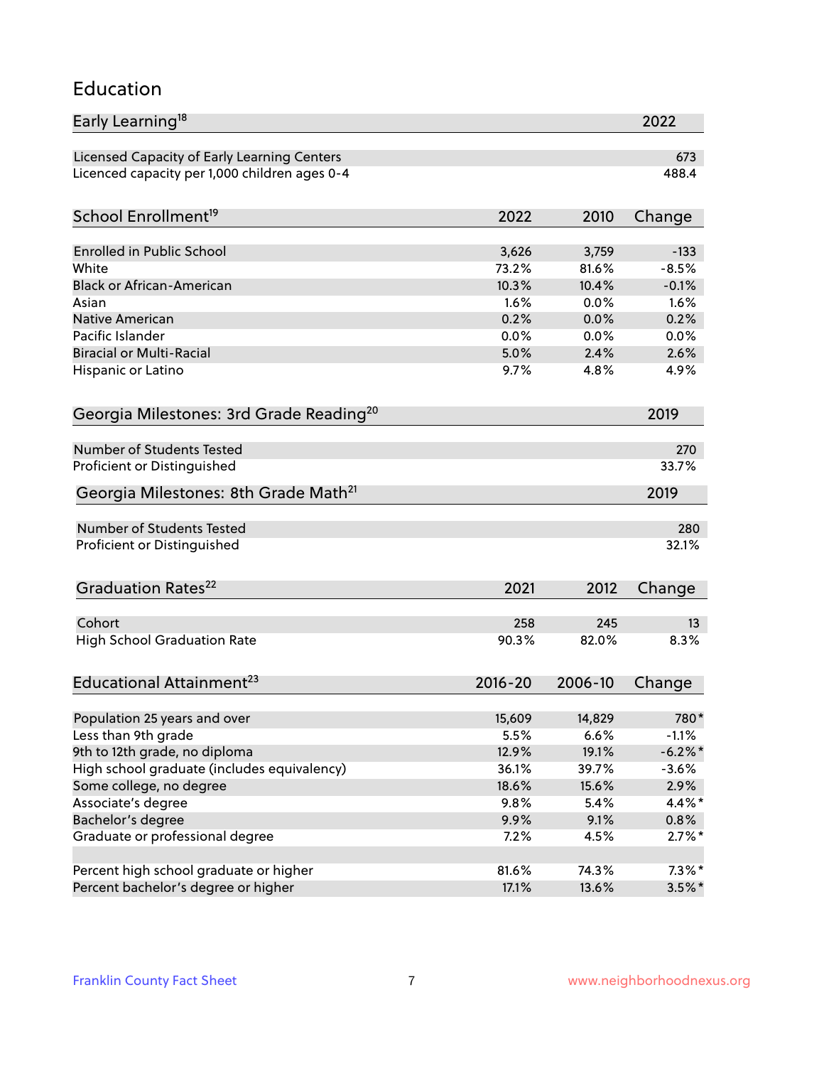## Education

| Early Learning[18] | 2022 |
|---|---|
| Licensed Capacity of Early Learning Centers | 673 |
| Licenced capacity per 1,000 children ages 0-4 | 488.4 |

| School Enrollment[19] | 2022 | 2010 | Change |
|---|---|---|---|
| Enrolled in Public School | 3,626 | 3,759 | -133 |
| White | 73.2% | 81.6% | -8.5% |
| Black or African-American | 10.3% | 10.4% | -0.1% |
| Asian | 1.6% | 0.0% | 1.6% |
| Native American | 0.2% | 0.0% | 0.2% |
| Pacific Islander | 0.0% | 0.0% | 0.0% |
| Biracial or Multi-Racial | 5.0% | 2.4% | 2.6% |
| Hispanic or Latino | 9.7% | 4.8% | 4.9% |

| Georgia Milestones: 3rd Grade Reading[20] | 2019 |
|---|---|
| Number of Students Tested | 270 |
| Proficient or Distinguished | 33.7% |

| Georgia Milestones: 8th Grade Math[21] | 2019 |
|---|---|
| Number of Students Tested | 280 |
| Proficient or Distinguished | 32.1% |

| Graduation Rates[22] | 2021 | 2012 | Change |
|---|---|---|---|
| Cohort | 258 | 245 | 13 |
| High School Graduation Rate | 90.3% | 82.0% | 8.3% |

| Educational Attainment[23] | 2016-20 | 2006-10 | Change |
|---|---|---|---|
| Population 25 years and over | 15,609 | 14,829 | 780* |
| Less than 9th grade | 5.5% | 6.6% | -1.1% |
| 9th to 12th grade, no diploma | 12.9% | 19.1% | -6.2%* |
| High school graduate (includes equivalency) | 36.1% | 39.7% | -3.6% |
| Some college, no degree | 18.6% | 15.6% | 2.9% |
| Associate's degree | 9.8% | 5.4% | 4.4%* |
| Bachelor's degree | 9.9% | 9.1% | 0.8% |
| Graduate or professional degree | 7.2% | 4.5% | 2.7%* |
| | | | |
| Percent high school graduate or higher | 81.6% | 74.3% | 7.3%* |
| Percent bachelor's degree or higher | 17.1% | 13.6% | 3.5%* |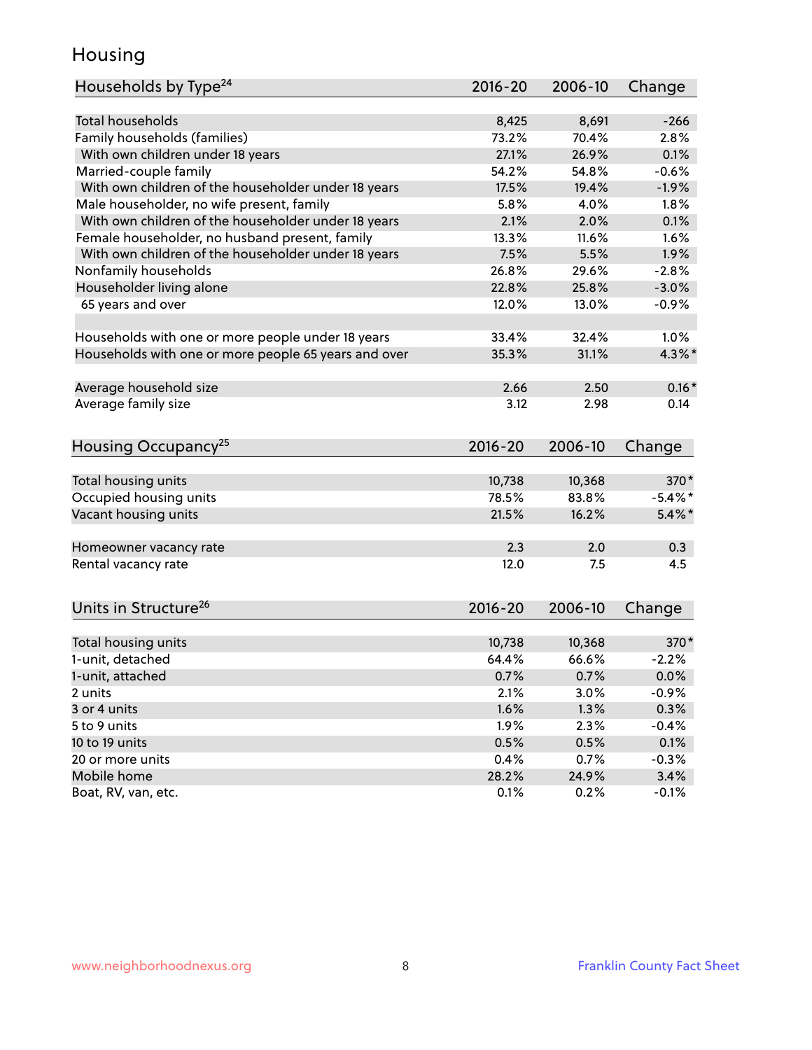# Housing

| Households by Type[24] | 2016-20 | 2006-10 | Change |
|---|---|---|---|
| Total households | 8,425 | 8,691 | -266 |
| Family households (families) | 73.2% | 70.4% | 2.8% |
| With own children under 18 years | 27.1% | 26.9% | 0.1% |
| Married-couple family | 54.2% | 54.8% | -0.6% |
| With own children of the householder under 18 years | 17.5% | 19.4% | -1.9% |
| Male householder, no wife present, family | 5.8% | 4.0% | 1.8% |
| With own children of the householder under 18 years | 2.1% | 2.0% | 0.1% |
| Female householder, no husband present, family | 13.3% | 11.6% | 1.6% |
| With own children of the householder under 18 years | 7.5% | 5.5% | 1.9% |
| Nonfamily households | 26.8% | 29.6% | -2.8% |
| Householder living alone | 22.8% | 25.8% | -3.0% |
| 65 years and over | 12.0% | 13.0% | -0.9% |
| | | | |
| Households with one or more people under 18 years | 33.4% | 32.4% | 1.0% |
| Households with one or more people 65 years and over | 35.3% | 31.1% | 4.3%* |
| | | | |
| Average household size | 2.66 | 2.50 | 0.16* |
| Average family size | 3.12 | 2.98 | 0.14 |

| Housing Occupancy[25] | 2016-20 | 2006-10 | Change |
|---|---|---|---|
| Total housing units | 10,738 | 10,368 | 370* |
| Occupied housing units | 78.5% | 83.8% | -5.4%* |
| Vacant housing units | 21.5% | 16.2% | 5.4%* |
| | | | |
| Homeowner vacancy rate | 2.3 | 2.0 | 0.3 |
| Rental vacancy rate | 12.0 | 7.5 | 4.5 |

| Units in Structure[26] | 2016-20 | 2006-10 | Change |
|---|---|---|---|
| Total housing units | 10,738 | 10,368 | 370* |
| 1-unit, detached | 64.4% | 66.6% | -2.2% |
| 1-unit, attached | 0.7% | 0.7% | 0.0% |
| 2 units | 2.1% | 3.0% | -0.9% |
| 3 or 4 units | 1.6% | 1.3% | 0.3% |
| 5 to 9 units | 1.9% | 2.3% | -0.4% |
| 10 to 19 units | 0.5% | 0.5% | 0.1% |
| 20 or more units | 0.4% | 0.7% | -0.3% |
| Mobile home | 28.2% | 24.9% | 3.4% |
| Boat, RV, van, etc. | 0.1% | 0.2% | -0.1% |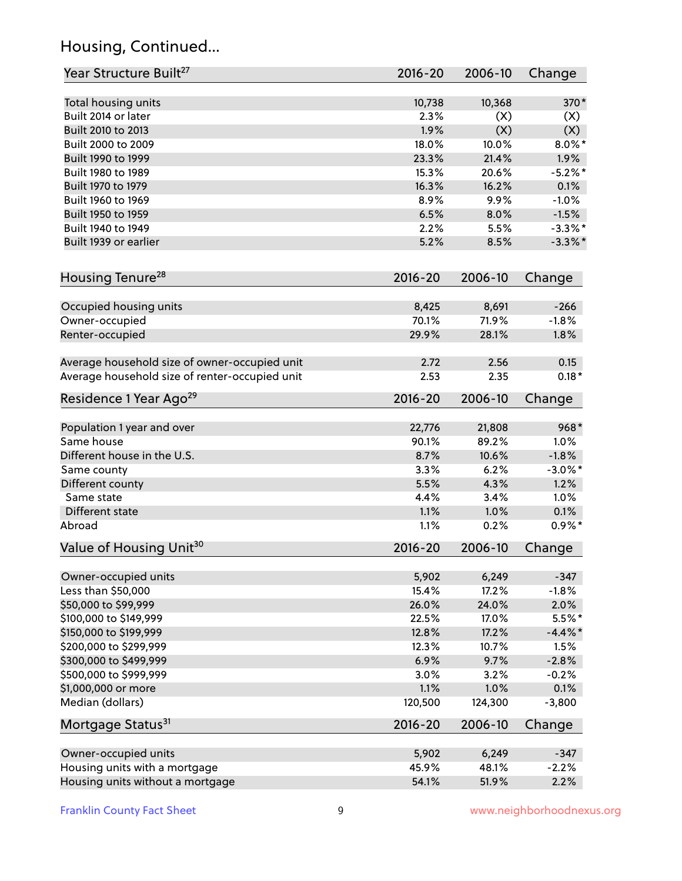## Housing, Continued...

| Year Structure Built[27] | 2016-20 | 2006-10 | Change |
|---|---|---|---|
| Total housing units | 10,738 | 10,368 | 370* |
| Built 2014 or later | 2.3% | (X) | (X) |
| Built 2010 to 2013 | 1.9% | (X) | (X) |
| Built 2000 to 2009 | 18.0% | 10.0% | 8.0%* |
| Built 1990 to 1999 | 23.3% | 21.4% | 1.9% |
| Built 1980 to 1989 | 15.3% | 20.6% | -5.2%* |
| Built 1970 to 1979 | 16.3% | 16.2% | 0.1% |
| Built 1960 to 1969 | 8.9% | 9.9% | -1.0% |
| Built 1950 to 1959 | 6.5% | 8.0% | -1.5% |
| Built 1940 to 1949 | 2.2% | 5.5% | -3.3%* |
| Built 1939 or earlier | 5.2% | 8.5% | -3.3%* |

| Housing Tenure[28] | 2016-20 | 2006-10 | Change |
|---|---|---|---|
| Occupied housing units | 8,425 | 8,691 | -266 |
| Owner-occupied | 70.1% | 71.9% | -1.8% |
| Renter-occupied | 29.9% | 28.1% | 1.8% |
| Average household size of owner-occupied unit | 2.72 | 2.56 | 0.15 |
| Average household size of renter-occupied unit | 2.53 | 2.35 | 0.18* |

| Residence 1 Year Ago[29] | 2016-20 | 2006-10 | Change |
|---|---|---|---|
| Population 1 year and over | 22,776 | 21,808 | 968* |
| Same house | 90.1% | 89.2% | 1.0% |
| Different house in the U.S. | 8.7% | 10.6% | -1.8% |
| Same county | 3.3% | 6.2% | -3.0%* |
| Different county | 5.5% | 4.3% | 1.2% |
| Same state | 4.4% | 3.4% | 1.0% |
| Different state | 1.1% | 1.0% | 0.1% |
| Abroad | 1.1% | 0.2% | 0.9%* |

| Value of Housing Unit[30] | 2016-20 | 2006-10 | Change |
|---|---|---|---|
| Owner-occupied units | 5,902 | 6,249 | -347 |
| Less than $50,000 | 15.4% | 17.2% | -1.8% |
| $50,000 to $99,999 | 26.0% | 24.0% | 2.0% |
| $100,000 to $149,999 | 22.5% | 17.0% | 5.5%* |
| $150,000 to $199,999 | 12.8% | 17.2% | -4.4%* |
| $200,000 to $299,999 | 12.3% | 10.7% | 1.5% |
| $300,000 to $499,999 | 6.9% | 9.7% | -2.8% |
| $500,000 to $999,999 | 3.0% | 3.2% | -0.2% |
| $1,000,000 or more | 1.1% | 1.0% | 0.1% |
| Median (dollars) | 120,500 | 124,300 | -3,800 |

| Mortgage Status[31] | 2016-20 | 2006-10 | Change |
|---|---|---|---|
| Owner-occupied units | 5,902 | 6,249 | -347 |
| Housing units with a mortgage | 45.9% | 48.1% | -2.2% |
| Housing units without a mortgage | 54.1% | 51.9% | 2.2% |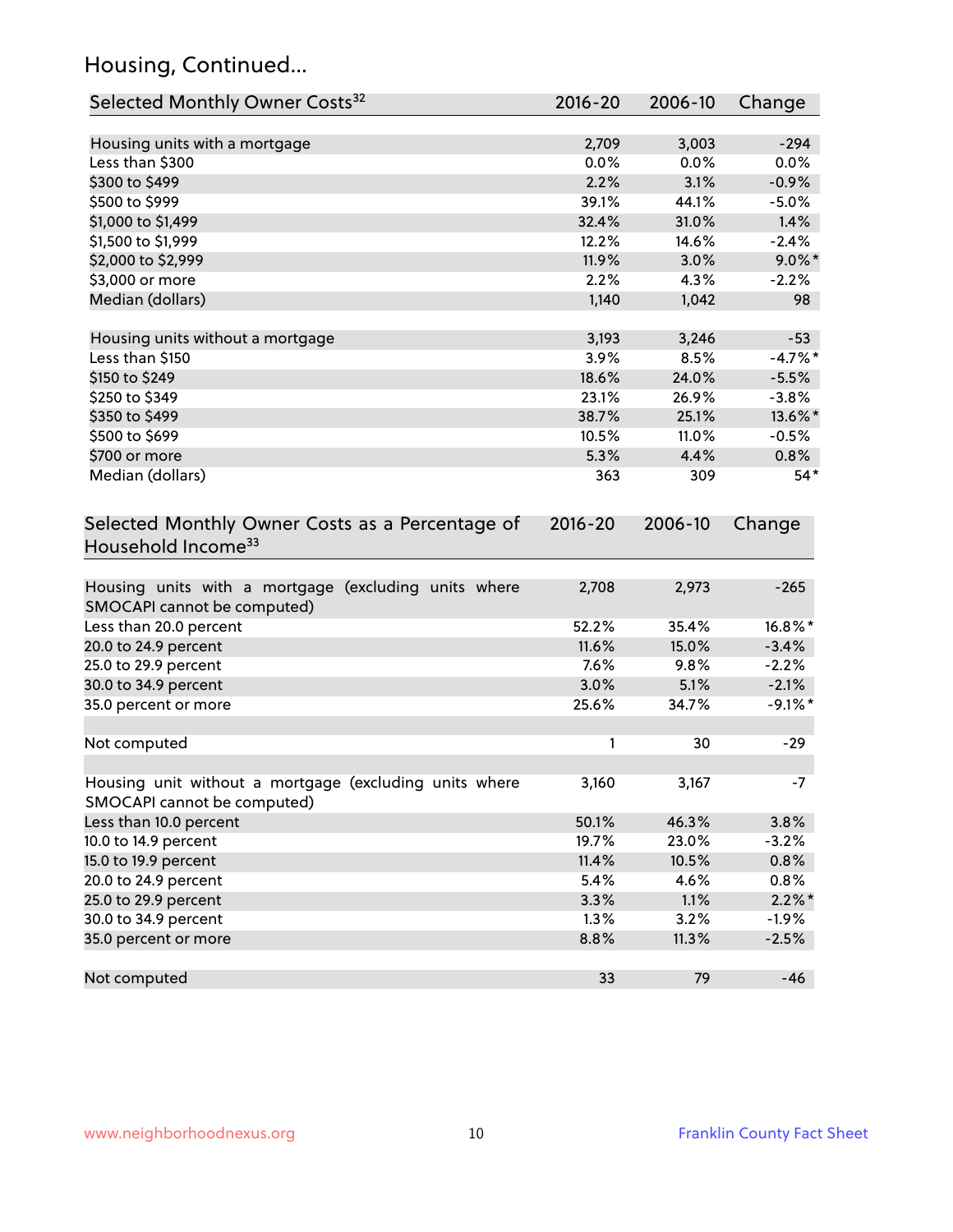## Housing, Continued...

| Selected Monthly Owner Costs[32] | 2016-20 | 2006-10 | Change |
|---|---|---|---|
| Housing units with a mortgage | 2,709 | 3,003 | -294 |
| Less than $300 | 0.0% | 0.0% | 0.0% |
| $300 to $499 | 2.2% | 3.1% | -0.9% |
| $500 to $999 | 39.1% | 44.1% | -5.0% |
| $1,000 to $1,499 | 32.4% | 31.0% | 1.4% |
| $1,500 to $1,999 | 12.2% | 14.6% | -2.4% |
| $2,000 to $2,999 | 11.9% | 3.0% | 9.0%* |
| $3,000 or more | 2.2% | 4.3% | -2.2% |
| Median (dollars) | 1,140 | 1,042 | 98 |
| | | | |
| Housing units without a mortgage | 3,193 | 3,246 | -53 |
| Less than $150 | 3.9% | 8.5% | -4.7%* |
| $150 to $249 | 18.6% | 24.0% | -5.5% |
| $250 to $349 | 23.1% | 26.9% | -3.8% |
| $350 to $499 | 38.7% | 25.1% | 13.6%* |
| $500 to $699 | 10.5% | 11.0% | -0.5% |
| $700 or more | 5.3% | 4.4% | 0.8% |
| Median (dollars) | 363 | 309 | 54* |

| Selected Monthly Owner Costs as a Percentage of Household Income[33] | 2016-20 | 2006-10 | Change |
|---|---|---|---|
| Housing units with a mortgage (excluding units where SMOCAPI cannot be computed) | 2,708 | 2,973 | -265 |
| Less than 20.0 percent | 52.2% | 35.4% | 16.8%* |
| 20.0 to 24.9 percent | 11.6% | 15.0% | -3.4% |
| 25.0 to 29.9 percent | 7.6% | 9.8% | -2.2% |
| 30.0 to 34.9 percent | 3.0% | 5.1% | -2.1% |
| 35.0 percent or more | 25.6% | 34.7% | -9.1%* |
| | | | |
| Not computed | 1 | 30 | -29 |
| | | | |
| Housing unit without a mortgage (excluding units where SMOCAPI cannot be computed) | 3,160 | 3,167 | -7 |
| Less than 10.0 percent | 50.1% | 46.3% | 3.8% |
| 10.0 to 14.9 percent | 19.7% | 23.0% | -3.2% |
| 15.0 to 19.9 percent | 11.4% | 10.5% | 0.8% |
| 20.0 to 24.9 percent | 5.4% | 4.6% | 0.8% |
| 25.0 to 29.9 percent | 3.3% | 1.1% | 2.2%* |
| 30.0 to 34.9 percent | 1.3% | 3.2% | -1.9% |
| 35.0 percent or more | 8.8% | 11.3% | -2.5% |
| | | | |
| Not computed | 33 | 79 | -46 |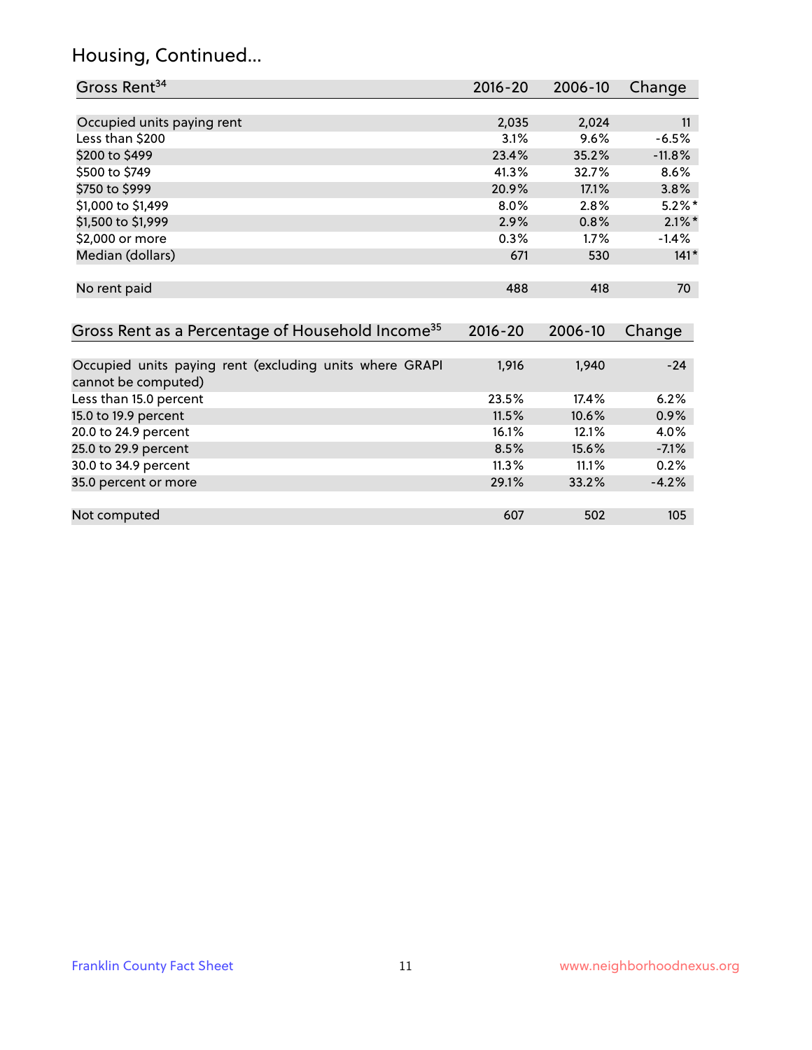# Housing, Continued...

| Gross Rent[34] | 2016-20 | 2006-10 | Change |
|---|---|---|---|
| Occupied units paying rent | 2,035 | 2,024 | 11 |
| Less than $200 | 3.1% | 9.6% | -6.5% |
| $200 to $499 | 23.4% | 35.2% | -11.8% |
| $500 to $749 | 41.3% | 32.7% | 8.6% |
| $750 to $999 | 20.9% | 17.1% | 3.8% |
| $1,000 to $1,499 | 8.0% | 2.8% | 5.2%* |
| $1,500 to $1,999 | 2.9% | 0.8% | 2.1%* |
| $2,000 or more | 0.3% | 1.7% | -1.4% |
| Median (dollars) | 671 | 530 | 141* |
| No rent paid | 488 | 418 | 70 |

| Gross Rent as a Percentage of Household Income[35] | 2016-20 | 2006-10 | Change |
|---|---|---|---|
| Occupied units paying rent (excluding units where GRAPI cannot be computed) | 1,916 | 1,940 | -24 |
| Less than 15.0 percent | 23.5% | 17.4% | 6.2% |
| 15.0 to 19.9 percent | 11.5% | 10.6% | 0.9% |
| 20.0 to 24.9 percent | 16.1% | 12.1% | 4.0% |
| 25.0 to 29.9 percent | 8.5% | 15.6% | -7.1% |
| 30.0 to 34.9 percent | 11.3% | 11.1% | 0.2% |
| 35.0 percent or more | 29.1% | 33.2% | -4.2% |
| Not computed | 607 | 502 | 105 |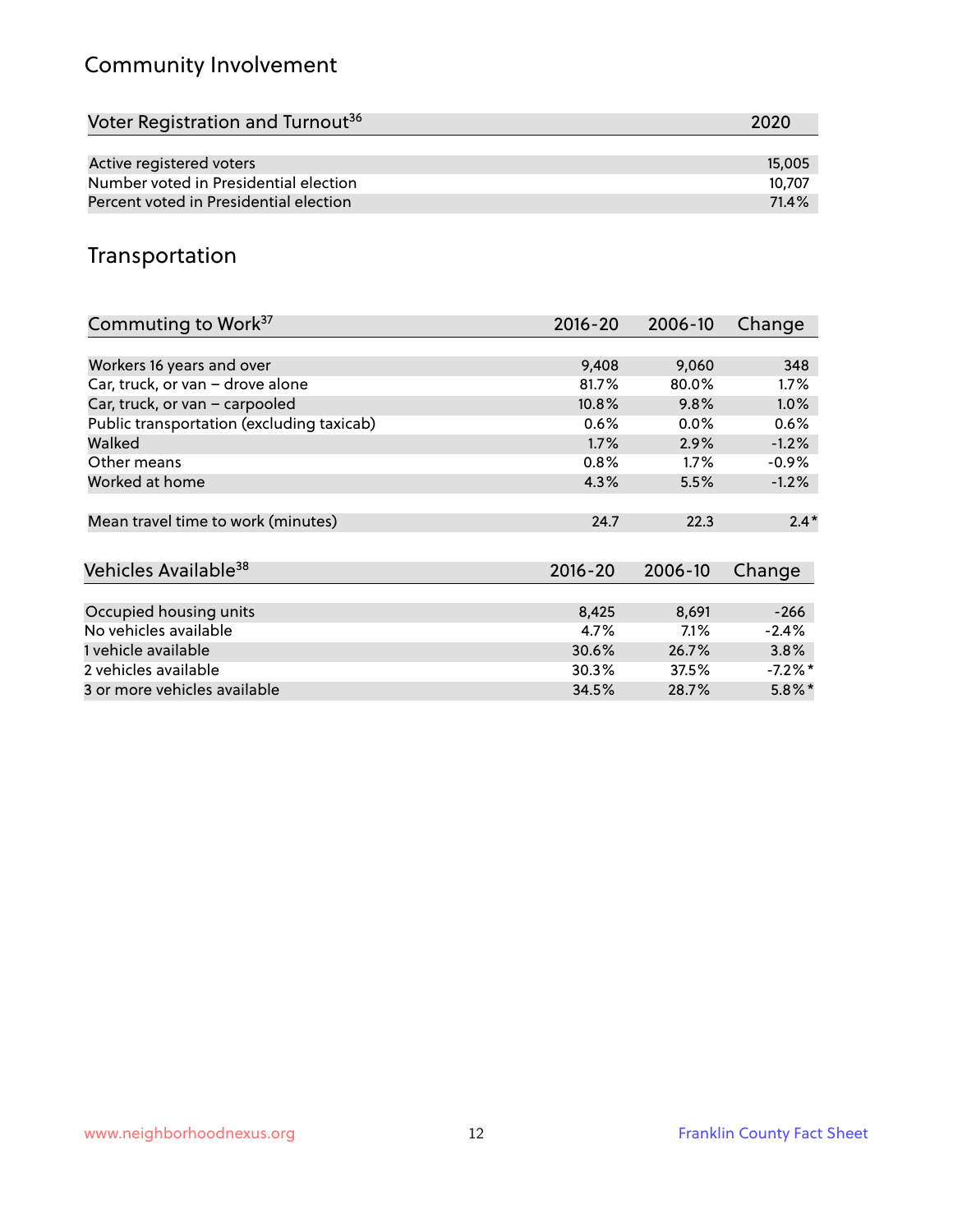## Community Involvement

| Voter Registration and Turnout[36] | 2020 |
|---|---|
| Active registered voters | 15,005 |
| Number voted in Presidential election | 10,707 |
| Percent voted in Presidential election | 71.4% |

## Transportation

| Commuting to Work[37] | 2016-20 | 2006-10 | Change |
|---|---|---|---|
| Workers 16 years and over | 9,408 | 9,060 | 348 |
| Car, truck, or van – drove alone | 81.7% | 80.0% | 1.7% |
| Car, truck, or van – carpooled | 10.8% | 9.8% | 1.0% |
| Public transportation (excluding taxicab) | 0.6% | 0.0% | 0.6% |
| Walked | 1.7% | 2.9% | -1.2% |
| Other means | 0.8% | 1.7% | -0.9% |
| Worked at home | 4.3% | 5.5% | -1.2% |
| Mean travel time to work (minutes) | 24.7 | 22.3 | 2.4* |

| Vehicles Available[38] | 2016-20 | 2006-10 | Change |
|---|---|---|---|
| Occupied housing units | 8,425 | 8,691 | -266 |
| No vehicles available | 4.7% | 7.1% | -2.4% |
| 1 vehicle available | 30.6% | 26.7% | 3.8% |
| 2 vehicles available | 30.3% | 37.5% | -7.2%* |
| 3 or more vehicles available | 34.5% | 28.7% | 5.8%* |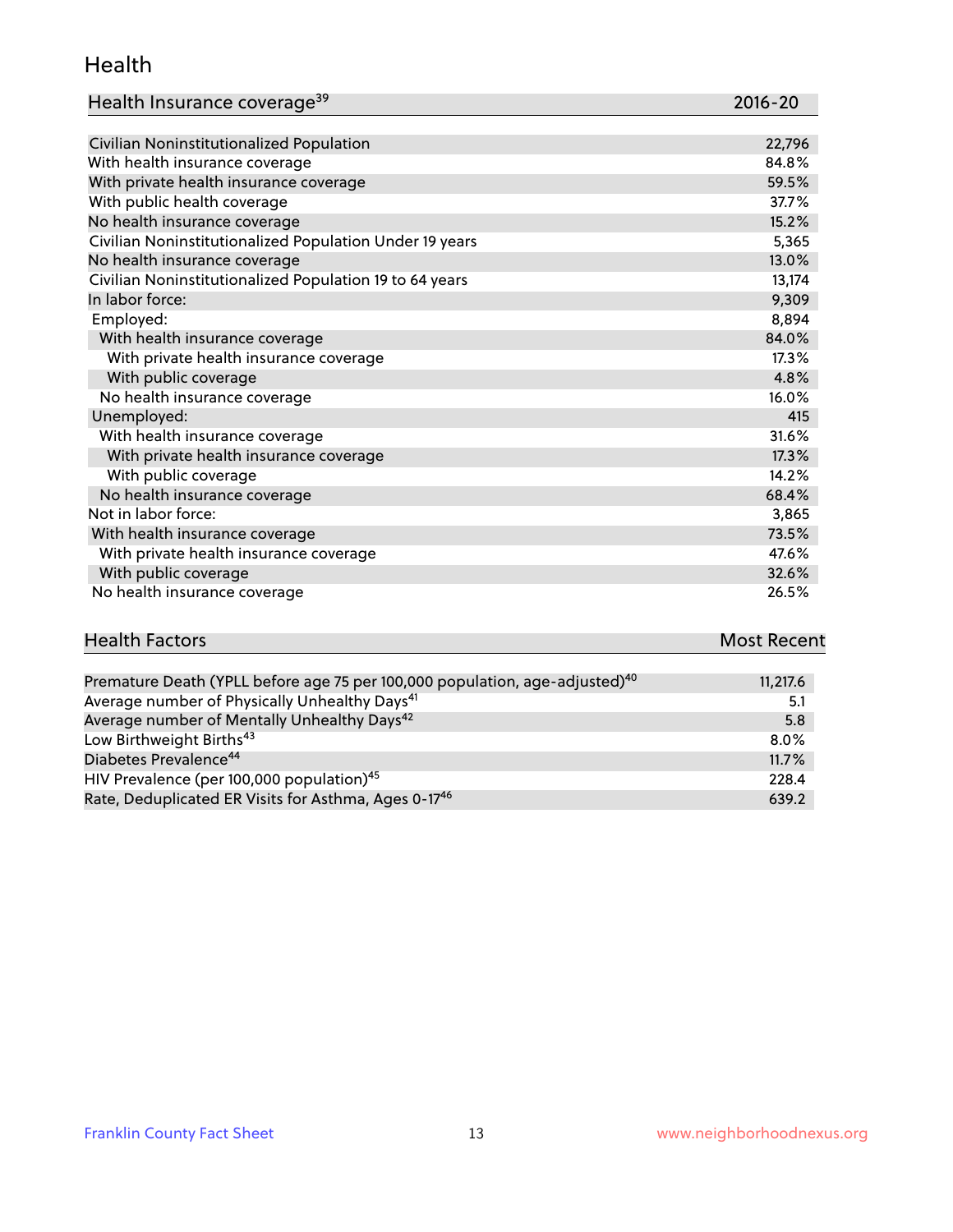## Health

| Health Insurance coverage[39] | 2016-20 |
|---|---|
| Civilian Noninstitutionalized Population | 22,796 |
| With health insurance coverage | 84.8% |
| With private health insurance coverage | 59.5% |
| With public health coverage | 37.7% |
| No health insurance coverage | 15.2% |
| Civilian Noninstitutionalized Population Under 19 years | 5,365 |
| No health insurance coverage | 13.0% |
| Civilian Noninstitutionalized Population 19 to 64 years | 13,174 |
| In labor force: | 9,309 |
| Employed: | 8,894 |
| With health insurance coverage | 84.0% |
| With private health insurance coverage | 17.3% |
| With public coverage | 4.8% |
| No health insurance coverage | 16.0% |
| Unemployed: | 415 |
| With health insurance coverage | 31.6% |
| With private health insurance coverage | 17.3% |
| With public coverage | 14.2% |
| No health insurance coverage | 68.4% |
| Not in labor force: | 3,865 |
| With health insurance coverage | 73.5% |
| With private health insurance coverage | 47.6% |
| With public coverage | 32.6% |
| No health insurance coverage | 26.5% |

| Health Factors | Most Recent |
|---|---|
| Premature Death (YPLL before age 75 per 100,000 population, age-adjusted)[40] | 11,217.6 |
| Average number of Physically Unhealthy Days[41] | 5.1 |
| Average number of Mentally Unhealthy Days[42] | 5.8 |
| Low Birthweight Births[43] | 8.0% |
| Diabetes Prevalence[44] | 11.7% |
| HIV Prevalence (per 100,000 population)[45] | 228.4 |
| Rate, Deduplicated ER Visits for Asthma, Ages 0-17[46] | 639.2 |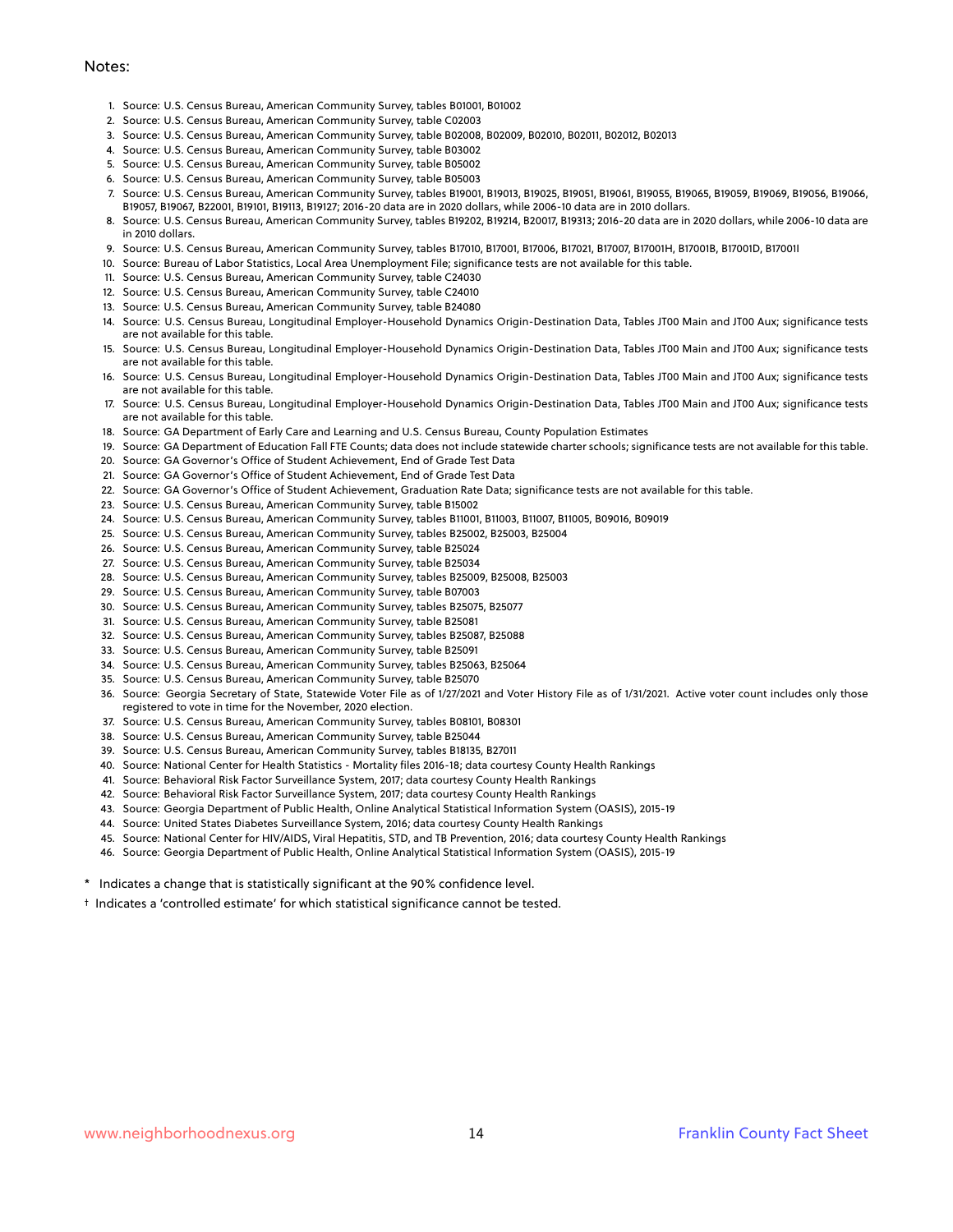Notes:

1. Source: U.S. Census Bureau, American Community Survey, tables B01001, B01002
2. Source: U.S. Census Bureau, American Community Survey, table C02003
3. Source: U.S. Census Bureau, American Community Survey, table B02008, B02009, B02010, B02011, B02012, B02013
4. Source: U.S. Census Bureau, American Community Survey, table B03002
5. Source: U.S. Census Bureau, American Community Survey, table B05002
6. Source: U.S. Census Bureau, American Community Survey, table B05003
7. Source: U.S. Census Bureau, American Community Survey, tables B19001, B19013, B19025, B19051, B19061, B19055, B19065, B19059, B19069, B19056, B19066, B19057, B19067, B22001, B19101, B19113, B19127; 2016-20 data are in 2020 dollars, while 2006-10 data are in 2010 dollars.
8. Source: U.S. Census Bureau, American Community Survey, tables B19202, B19214, B20017, B19313; 2016-20 data are in 2020 dollars, while 2006-10 data are in 2010 dollars.
9. Source: U.S. Census Bureau, American Community Survey, tables B17010, B17001, B17006, B17021, B17007, B17001H, B17001B, B17001D, B17001I
10. Source: Bureau of Labor Statistics, Local Area Unemployment File; significance tests are not available for this table.
11. Source: U.S. Census Bureau, American Community Survey, table C24030
12. Source: U.S. Census Bureau, American Community Survey, table C24010
13. Source: U.S. Census Bureau, American Community Survey, table B24080
14. Source: U.S. Census Bureau, Longitudinal Employer-Household Dynamics Origin-Destination Data, Tables JT00 Main and JT00 Aux; significance tests are not available for this table.
15. Source: U.S. Census Bureau, Longitudinal Employer-Household Dynamics Origin-Destination Data, Tables JT00 Main and JT00 Aux; significance tests are not available for this table.
16. Source: U.S. Census Bureau, Longitudinal Employer-Household Dynamics Origin-Destination Data, Tables JT00 Main and JT00 Aux; significance tests are not available for this table.
17. Source: U.S. Census Bureau, Longitudinal Employer-Household Dynamics Origin-Destination Data, Tables JT00 Main and JT00 Aux; significance tests are not available for this table.
18. Source: GA Department of Early Care and Learning and U.S. Census Bureau, County Population Estimates
19. Source: GA Department of Education Fall FTE Counts; data does not include statewide charter schools; significance tests are not available for this table.
20. Source: GA Governor's Office of Student Achievement, End of Grade Test Data
21. Source: GA Governor's Office of Student Achievement, End of Grade Test Data
22. Source: GA Governor's Office of Student Achievement, Graduation Rate Data; significance tests are not available for this table.
23. Source: U.S. Census Bureau, American Community Survey, table B15002
24. Source: U.S. Census Bureau, American Community Survey, tables B11001, B11003, B11007, B11005, B09016, B09019
25. Source: U.S. Census Bureau, American Community Survey, tables B25002, B25003, B25004
26. Source: U.S. Census Bureau, American Community Survey, table B25024
27. Source: U.S. Census Bureau, American Community Survey, table B25034
28. Source: U.S. Census Bureau, American Community Survey, tables B25009, B25008, B25003
29. Source: U.S. Census Bureau, American Community Survey, table B07003
30. Source: U.S. Census Bureau, American Community Survey, tables B25075, B25077
31. Source: U.S. Census Bureau, American Community Survey, table B25081
32. Source: U.S. Census Bureau, American Community Survey, tables B25087, B25088
33. Source: U.S. Census Bureau, American Community Survey, table B25091
34. Source: U.S. Census Bureau, American Community Survey, tables B25063, B25064
35. Source: U.S. Census Bureau, American Community Survey, table B25070
36. Source: Georgia Secretary of State, Statewide Voter File as of 1/27/2021 and Voter History File as of 1/31/2021. Active voter count includes only those registered to vote in time for the November, 2020 election.
37. Source: U.S. Census Bureau, American Community Survey, tables B08101, B08301
38. Source: U.S. Census Bureau, American Community Survey, table B25044
39. Source: U.S. Census Bureau, American Community Survey, tables B18135, B27011
40. Source: National Center for Health Statistics - Mortality files 2016-18; data courtesy County Health Rankings
41. Source: Behavioral Risk Factor Surveillance System, 2017; data courtesy County Health Rankings
42. Source: Behavioral Risk Factor Surveillance System, 2017; data courtesy County Health Rankings
43. Source: Georgia Department of Public Health, Online Analytical Statistical Information System (OASIS), 2015-19
44. Source: United States Diabetes Surveillance System, 2016; data courtesy County Health Rankings
45. Source: National Center for HIV/AIDS, Viral Hepatitis, STD, and TB Prevention, 2016; data courtesy County Health Rankings
46. Source: Georgia Department of Public Health, Online Analytical Statistical Information System (OASIS), 2015-19

\* Indicates a change that is statistically significant at the 90% confidence level.

† Indicates a 'controlled estimate' for which statistical significance cannot be tested.